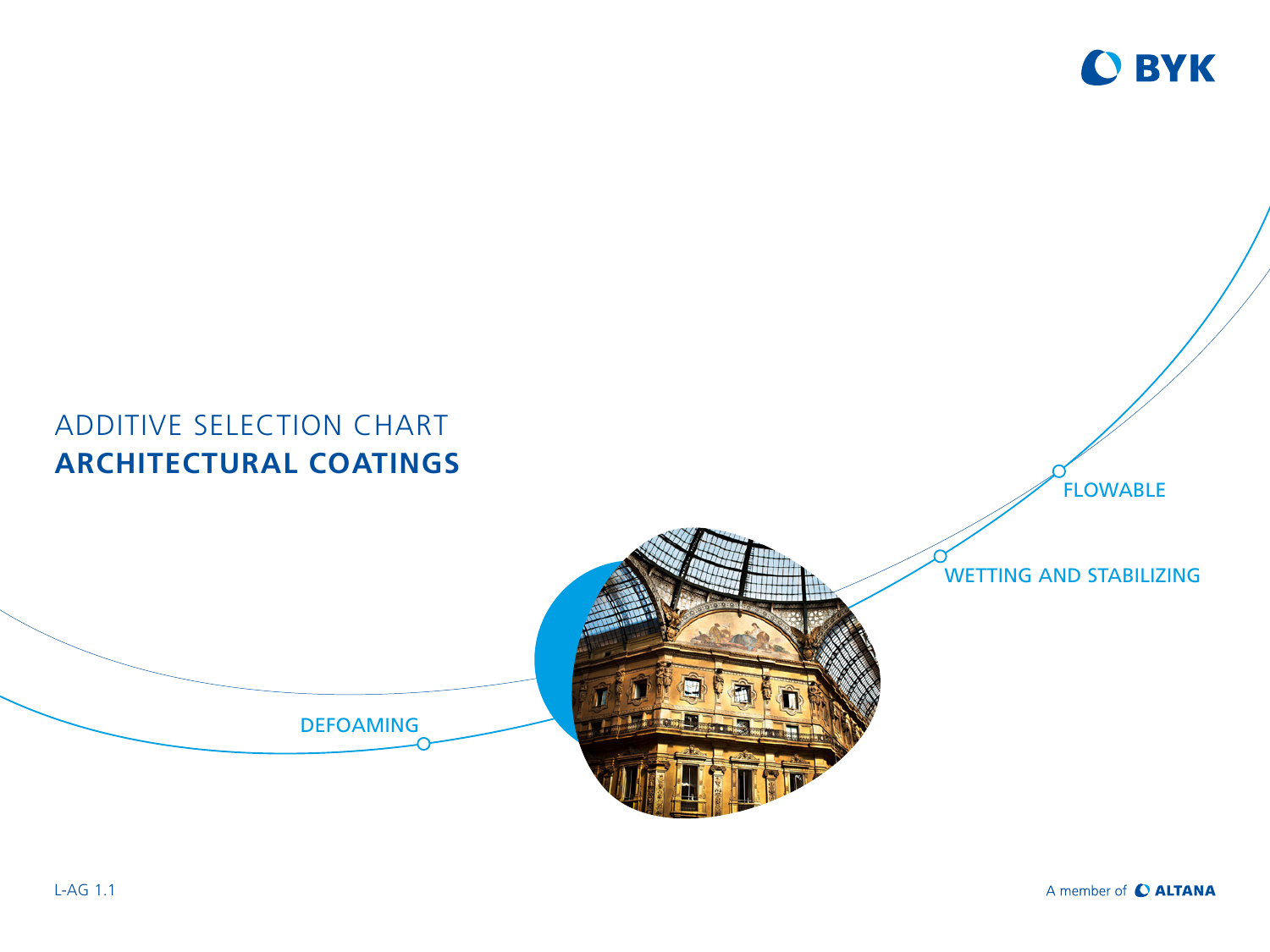# ADDITIVE SELECTION CHART
# **ARCHITECTURAL COATINGS**

FLOWABLE

WETTING AND STABILIZING

DEFOAMING

L-AG 1.1

A member of ALTANA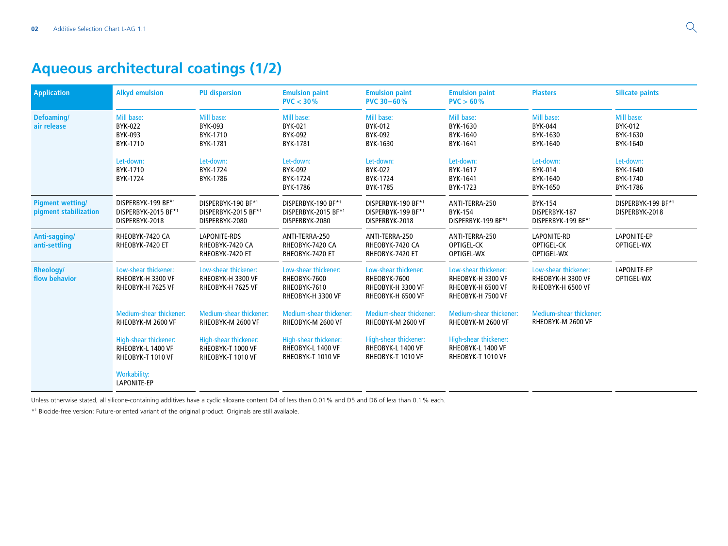# Aqueous architectural coatings (1/2)

| Application | Alkyd emulsion | PU dispersion | Emulsion paint PVC < 30 % | Emulsion paint PVC 30–60 % | Emulsion paint PVC > 60 % | Plasters | Silicate paints |
|---|---|---|---|---|---|---|---|
| **Defoaming/ air release** | Mill base:<br>BYK-022<br>BYK-093<br>BYK-1710<br><br>Let-down:<br>BYK-1710<br>BYK-1724 | Mill base:<br>BYK-093<br>BYK-1710<br>BYK-1781<br><br>Let-down:<br>BYK-1724<br>BYK-1786 | Mill base:<br>BYK-021<br>BYK-092<br>BYK-1781<br><br>Let-down:<br>BYK-092<br>BYK-1724<br>BYK-1786 | Mill base:<br>BYK-012<br>BYK-092<br>BYK-1630<br><br>Let-down:<br>BYK-022<br>BYK-1724<br>BYK-1785 | Mill base:<br>BYK-1630<br>BYK-1640<br>BYK-1641<br><br>Let-down:<br>BYK-1617<br>BYK-1641<br>BYK-1723 | Mill base:<br>BYK-044<br>BYK-1630<br>BYK-1640<br><br>Let-down:<br>BYK-014<br>BYK-1640<br>BYK-1650 | Mill base:<br>BYK-012<br>BYK-1630<br>BYK-1640<br><br>Let-down:<br>BYK-1640<br>BYK-1740<br>BYK-1786 |
| **Pigment wetting/ pigment stabilization** | DISPERBYK-199 BF*[1]<br>DISPERBYK-2015 BF*[1]<br>DISPERBYK-2018 | DISPERBYK-190 BF*[1]<br>DISPERBYK-2015 BF*[1]<br>DISPERBYK-2080 | DISPERBYK-190 BF*[1]<br>DISPERBYK-2015 BF*[1]<br>DISPERBYK-2080 | DISPERBYK-190 BF*[1]<br>DISPERBYK-199 BF*[1]<br>DISPERBYK-2018 | ANTI-TERRA-250<br>BYK-154<br>DISPERBYK-199 BF*[1] | BYK-154<br>DISPERBYK-187<br>DISPERBYK-199 BF*[1] | DISPERBYK-199 BF*[1]<br>DISPERBYK-2018 |
| **Anti-sagging/ anti-settling** | RHEOBYK-7420 CA<br>RHEOBYK-7420 ET | LAPONITE-RDS<br>RHEOBYK-7420 CA<br>RHEOBYK-7420 ET | ANTI-TERRA-250<br>RHEOBYK-7420 CA<br>RHEOBYK-7420 ET | ANTI-TERRA-250<br>RHEOBYK-7420 CA<br>RHEOBYK-7420 ET | ANTI-TERRA-250<br>OPTIGEL-CK<br>OPTIGEL-WX | LAPONITE-RD<br>OPTIGEL-CK<br>OPTIGEL-WX | LAPONITE-EP<br>OPTIGEL-WX |
| **Rheology/ flow behavior** | Low-shear thickener:<br>RHEOBYK-H 3300 VF<br>RHEOBYK-H 7625 VF<br><br>Medium-shear thickener:<br>RHEOBYK-M 2600 VF<br><br>High-shear thickener:<br>RHEOBYK-L 1400 VF<br>RHEOBYK-T 1010 VF<br><br>Workability:<br>LAPONITE-EP | Low-shear thickener:<br>RHEOBYK-H 3300 VF<br>RHEOBYK-H 7625 VF<br><br>Medium-shear thickener:<br>RHEOBYK-M 2600 VF<br><br>High-shear thickener:<br>RHEOBYK-T 1000 VF<br>RHEOBYK-T 1010 VF | Low-shear thickener:<br>RHEOBYK-7600<br>RHEOBYK-7610<br>RHEOBYK-H 3300 VF<br><br>Medium-shear thickener:<br>RHEOBYK-M 2600 VF<br><br>High-shear thickener:<br>RHEOBYK-L 1400 VF<br>RHEOBYK-T 1010 VF | Low-shear thickener:<br>RHEOBYK-7600<br>RHEOBYK-H 3300 VF<br>RHEOBYK-H 6500 VF<br><br>Medium-shear thickener:<br>RHEOBYK-M 2600 VF<br><br>High-shear thickener:<br>RHEOBYK-L 1400 VF<br>RHEOBYK-T 1010 VF | Low-shear thickener:<br>RHEOBYK-H 3300 VF<br>RHEOBYK-H 6500 VF<br>RHEOBYK-H 7500 VF<br><br>Medium-shear thickener:<br>RHEOBYK-M 2600 VF<br><br>High-shear thickener:<br>RHEOBYK-L 1400 VF<br>RHEOBYK-T 1010 VF | Low-shear thickener:<br>RHEOBYK-H 3300 VF<br>RHEOBYK-H 6500 VF<br><br>Medium-shear thickener:<br>RHEOBYK-M 2600 VF | LAPONITE-EP<br>OPTIGEL-WX |

Unless otherwise stated, all silicone-containing additives have a cyclic siloxane content D4 of less than 0.01 % and D5 and D6 of less than 0.1 % each.

*[1] Biocide-free version: Future-oriented variant of the original product. Originals are still available.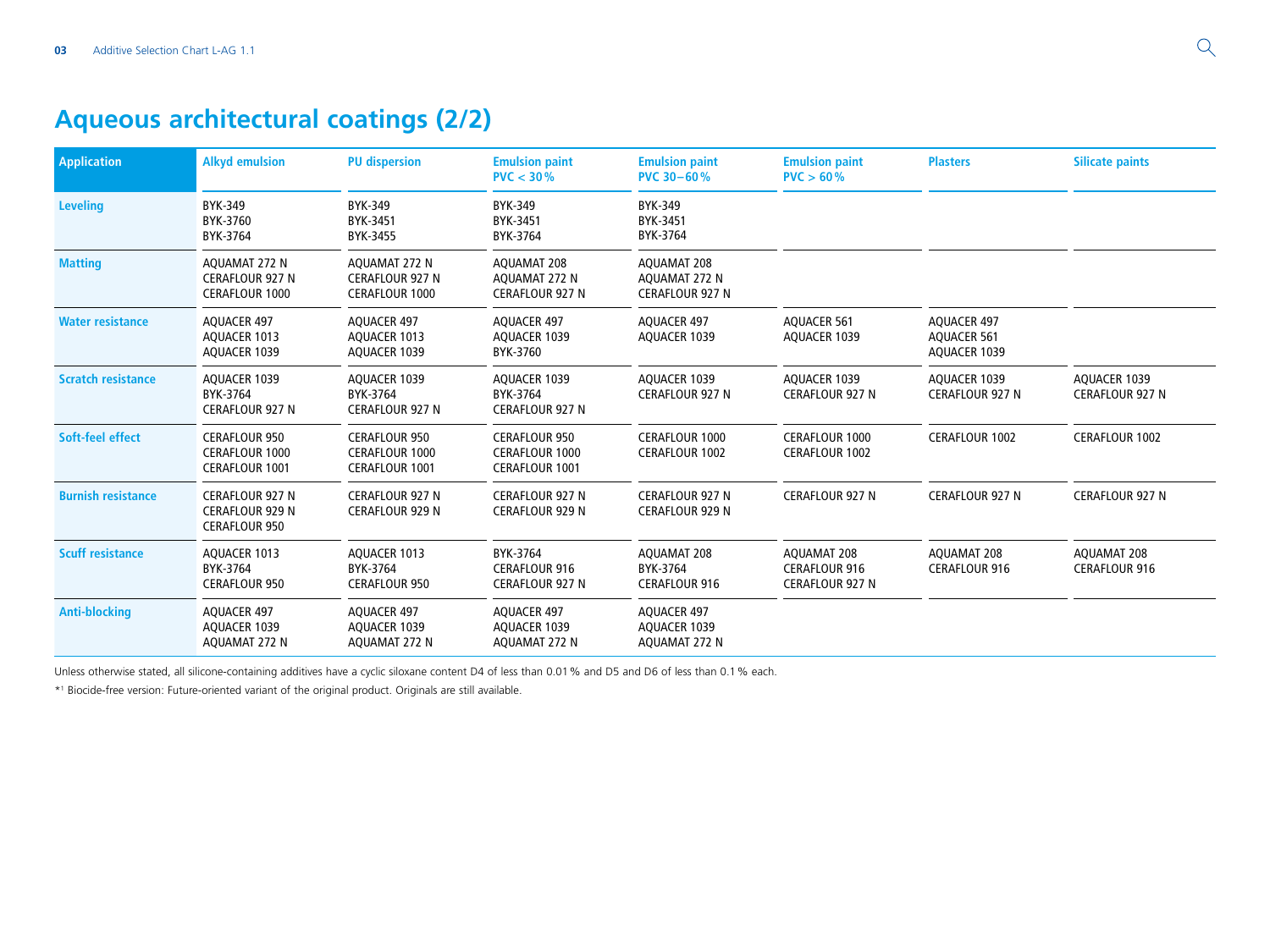# Aqueous architectural coatings (2/2)

| Application | Alkyd emulsion | PU dispersion | Emulsion paint PVC < 30 % | Emulsion paint PVC 30–60 % | Emulsion paint PVC > 60 % | Plasters | Silicate paints |
|---|---|---|---|---|---|---|---|
| **Leveling** | BYK-349<br>BYK-3760<br>BYK-3764 | BYK-349<br>BYK-3451<br>BYK-3455 | BYK-349<br>BYK-3451<br>BYK-3764 | BYK-349<br>BYK-3451<br>BYK-3764 | | | |
| **Matting** | AQUAMAT 272 N<br>CERAFLOUR 927 N<br>CERAFLOUR 1000 | AQUAMAT 272 N<br>CERAFLOUR 927 N<br>CERAFLOUR 1000 | AQUAMAT 208<br>AQUAMAT 272 N<br>CERAFLOUR 927 N | AQUAMAT 208<br>AQUAMAT 272 N<br>CERAFLOUR 927 N | | | |
| **Water resistance** | AQUACER 497<br>AQUACER 1013<br>AQUACER 1039 | AQUACER 497<br>AQUACER 1013<br>AQUACER 1039 | AQUACER 497<br>AQUACER 1039<br>BYK-3760 | AQUACER 497<br>AQUACER 1039 | AQUACER 561<br>AQUACER 1039 | AQUACER 497<br>AQUACER 561<br>AQUACER 1039 | |
| **Scratch resistance** | AQUACER 1039<br>BYK-3764<br>CERAFLOUR 927 N | AQUACER 1039<br>BYK-3764<br>CERAFLOUR 927 N | AQUACER 1039<br>BYK-3764<br>CERAFLOUR 927 N | AQUACER 1039<br>CERAFLOUR 927 N | AQUACER 1039<br>CERAFLOUR 927 N | AQUACER 1039<br>CERAFLOUR 927 N | AQUACER 1039<br>CERAFLOUR 927 N |
| **Soft-feel effect** | CERAFLOUR 950<br>CERAFLOUR 1000<br>CERAFLOUR 1001 | CERAFLOUR 950<br>CERAFLOUR 1000<br>CERAFLOUR 1001 | CERAFLOUR 950<br>CERAFLOUR 1000<br>CERAFLOUR 1001 | CERAFLOUR 1000<br>CERAFLOUR 1002 | CERAFLOUR 1000<br>CERAFLOUR 1002 | CERAFLOUR 1002 | CERAFLOUR 1002 |
| **Burnish resistance** | CERAFLOUR 927 N<br>CERAFLOUR 929 N<br>CERAFLOUR 950 | CERAFLOUR 927 N<br>CERAFLOUR 929 N | CERAFLOUR 927 N<br>CERAFLOUR 929 N | CERAFLOUR 927 N<br>CERAFLOUR 929 N | CERAFLOUR 927 N | CERAFLOUR 927 N | CERAFLOUR 927 N |
| **Scuff resistance** | AQUACER 1013<br>BYK-3764<br>CERAFLOUR 950 | AQUACER 1013<br>BYK-3764<br>CERAFLOUR 950 | BYK-3764<br>CERAFLOUR 916<br>CERAFLOUR 927 N | AQUAMAT 208<br>BYK-3764<br>CERAFLOUR 916 | AQUAMAT 208<br>CERAFLOUR 916<br>CERAFLOUR 927 N | AQUAMAT 208<br>CERAFLOUR 916 | AQUAMAT 208<br>CERAFLOUR 916 |
| **Anti-blocking** | AQUACER 497<br>AQUACER 1039<br>AQUAMAT 272 N | AQUACER 497<br>AQUACER 1039<br>AQUAMAT 272 N | AQUACER 497<br>AQUACER 1039<br>AQUAMAT 272 N | AQUACER 497<br>AQUACER 1039<br>AQUAMAT 272 N | | | |

Unless otherwise stated, all silicone-containing additives have a cyclic siloxane content D4 of less than 0.01 % and D5 and D6 of less than 0.1 % each.

*[1] Biocide-free version: Future-oriented variant of the original product. Originals are still available.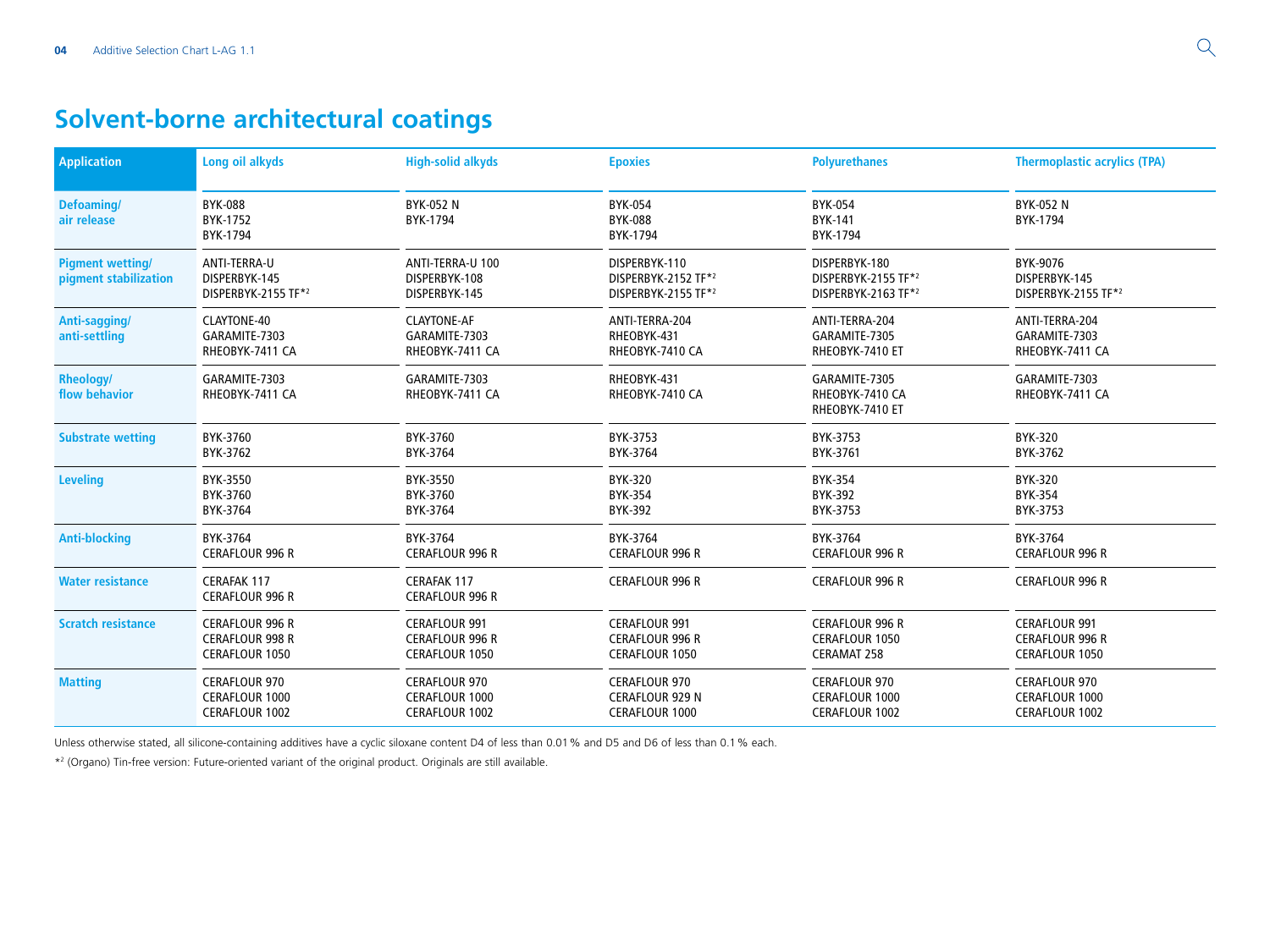# Solvent-borne architectural coatings

| Application | Long oil alkyds | High-solid alkyds | Epoxies | Polyurethanes | Thermoplastic acrylics (TPA) |
|---|---|---|---|---|---|
| Defoaming/ air release | BYK-088<br>BYK-1752<br>BYK-1794 | BYK-052 N<br>BYK-1794 | BYK-054<br>BYK-088<br>BYK-1794 | BYK-054<br>BYK-141<br>BYK-1794 | BYK-052 N<br>BYK-1794 |
| Pigment wetting/ pigment stabilization | ANTI-TERRA-U<br>DISPERBYK-145<br>DISPERBYK-2155 TF*[2] | ANTI-TERRA-U 100<br>DISPERBYK-108<br>DISPERBYK-145 | DISPERBYK-110<br>DISPERBYK-2152 TF*[2]<br>DISPERBYK-2155 TF*[2] | DISPERBYK-180<br>DISPERBYK-2155 TF*[2]<br>DISPERBYK-2163 TF*[2] | BYK-9076<br>DISPERBYK-145<br>DISPERBYK-2155 TF*[2] |
| Anti-sagging/ anti-settling | CLAYTONE-40<br>GARAMITE-7303<br>RHEOBYK-7411 CA | CLAYTONE-AF<br>GARAMITE-7303<br>RHEOBYK-7411 CA | ANTI-TERRA-204<br>RHEOBYK-431<br>RHEOBYK-7410 CA | ANTI-TERRA-204<br>GARAMITE-7305<br>RHEOBYK-7410 ET | ANTI-TERRA-204<br>GARAMITE-7303<br>RHEOBYK-7411 CA |
| Rheology/ flow behavior | GARAMITE-7303<br>RHEOBYK-7411 CA | GARAMITE-7303<br>RHEOBYK-7411 CA | RHEOBYK-431<br>RHEOBYK-7410 CA | GARAMITE-7305<br>RHEOBYK-7410 CA<br>RHEOBYK-7410 ET | GARAMITE-7303<br>RHEOBYK-7411 CA |
| Substrate wetting | BYK-3760<br>BYK-3762 | BYK-3760<br>BYK-3764 | BYK-3753<br>BYK-3764 | BYK-3753<br>BYK-3761 | BYK-320<br>BYK-3762 |
| Leveling | BYK-3550<br>BYK-3760<br>BYK-3764 | BYK-3550<br>BYK-3760<br>BYK-3764 | BYK-320<br>BYK-354<br>BYK-392 | BYK-354<br>BYK-392<br>BYK-3753 | BYK-320<br>BYK-354<br>BYK-3753 |
| Anti-blocking | BYK-3764<br>CERAFLOUR 996 R | BYK-3764<br>CERAFLOUR 996 R | BYK-3764<br>CERAFLOUR 996 R | BYK-3764<br>CERAFLOUR 996 R | BYK-3764<br>CERAFLOUR 996 R |
| Water resistance | CERAFAK 117<br>CERAFLOUR 996 R | CERAFAK 117<br>CERAFLOUR 996 R | CERAFLOUR 996 R | CERAFLOUR 996 R | CERAFLOUR 996 R |
| Scratch resistance | CERAFLOUR 996 R<br>CERAFLOUR 998 R<br>CERAFLOUR 1050 | CERAFLOUR 991<br>CERAFLOUR 996 R<br>CERAFLOUR 1050 | CERAFLOUR 991<br>CERAFLOUR 996 R<br>CERAFLOUR 1050 | CERAFLOUR 996 R<br>CERAFLOUR 1050<br>CERAMAT 258 | CERAFLOUR 991<br>CERAFLOUR 996 R<br>CERAFLOUR 1050 |
| Matting | CERAFLOUR 970<br>CERAFLOUR 1000<br>CERAFLOUR 1002 | CERAFLOUR 970<br>CERAFLOUR 1000<br>CERAFLOUR 1002 | CERAFLOUR 970<br>CERAFLOUR 929 N<br>CERAFLOUR 1000 | CERAFLOUR 970<br>CERAFLOUR 1000<br>CERAFLOUR 1002 | CERAFLOUR 970<br>CERAFLOUR 1000<br>CERAFLOUR 1002 |

Unless otherwise stated, all silicone-containing additives have a cyclic siloxane content D4 of less than 0.01 % and D5 and D6 of less than 0.1 % each.

*[2] (Organo) Tin-free version: Future-oriented variant of the original product. Originals are still available.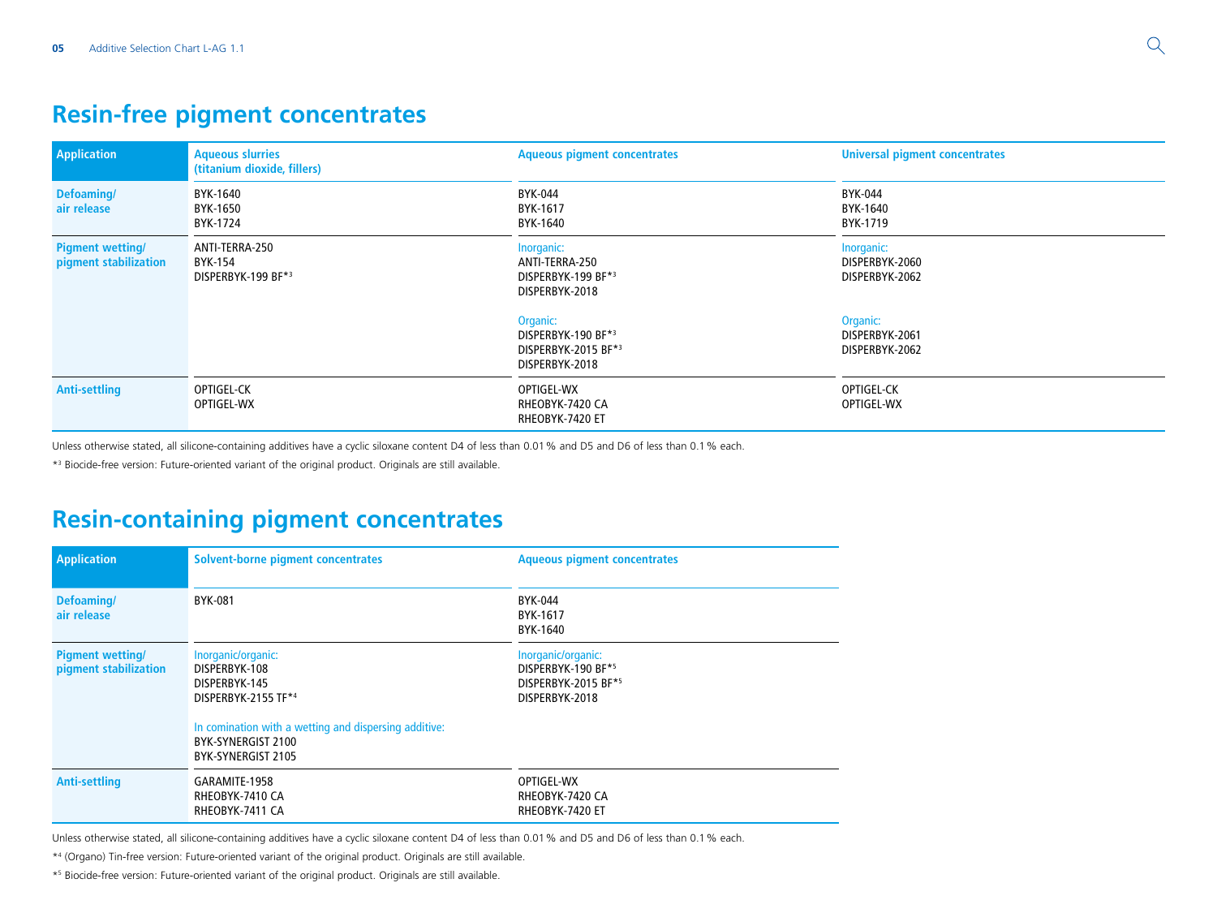# Resin-free pigment concentrates

| Application | Aqueous slurries (titanium dioxide, fillers) | Aqueous pigment concentrates | Universal pigment concentrates |
|---|---|---|---|
| Defoaming/ air release | BYK-1640<br>BYK-1650<br>BYK-1724 | BYK-044<br>BYK-1617<br>BYK-1640 | BYK-044<br>BYK-1640<br>BYK-1719 |
| Pigment wetting/ pigment stabilization | ANTI-TERRA-250<br>BYK-154<br>DISPERBYK-199 BF*[3] | Inorganic:<br>ANTI-TERRA-250<br>DISPERBYK-199 BF*[3]<br>DISPERBYK-2018<br><br>Organic:<br>DISPERBYK-190 BF*[3]<br>DISPERBYK-2015 BF*[3]<br>DISPERBYK-2018 | Inorganic:<br>DISPERBYK-2060<br>DISPERBYK-2062<br><br>Organic:<br>DISPERBYK-2061<br>DISPERBYK-2062 |
| Anti-settling | OPTIGEL-CK<br>OPTIGEL-WX | OPTIGEL-WX<br>RHEOBYK-7420 CA<br>RHEOBYK-7420 ET | OPTIGEL-CK<br>OPTIGEL-WX |

Unless otherwise stated, all silicone-containing additives have a cyclic siloxane content D4 of less than 0.01 % and D5 and D6 of less than 0.1 % each.

*[3] Biocide-free version: Future-oriented variant of the original product. Originals are still available.

# Resin-containing pigment concentrates

| Application | Solvent-borne pigment concentrates | Aqueous pigment concentrates |
|---|---|---|
| Defoaming/ air release | BYK-081 | BYK-044<br>BYK-1617<br>BYK-1640 |
| Pigment wetting/ pigment stabilization | Inorganic/organic:<br>DISPERBYK-108<br>DISPERBYK-145<br>DISPERBYK-2155 TF*[4]<br><br>In comination with a wetting and dispersing additive:<br>BYK-SYNERGIST 2100<br>BYK-SYNERGIST 2105 | Inorganic/organic:<br>DISPERBYK-190 BF*[5]<br>DISPERBYK-2015 BF*[5]<br>DISPERBYK-2018 |
| Anti-settling | GARAMITE-1958<br>RHEOBYK-7410 CA<br>RHEOBYK-7411 CA | OPTIGEL-WX<br>RHEOBYK-7420 CA<br>RHEOBYK-7420 ET |

Unless otherwise stated, all silicone-containing additives have a cyclic siloxane content D4 of less than 0.01 % and D5 and D6 of less than 0.1 % each.

*[4] (Organo) Tin-free version: Future-oriented variant of the original product. Originals are still available.

*[5] Biocide-free version: Future-oriented variant of the original product. Originals are still available.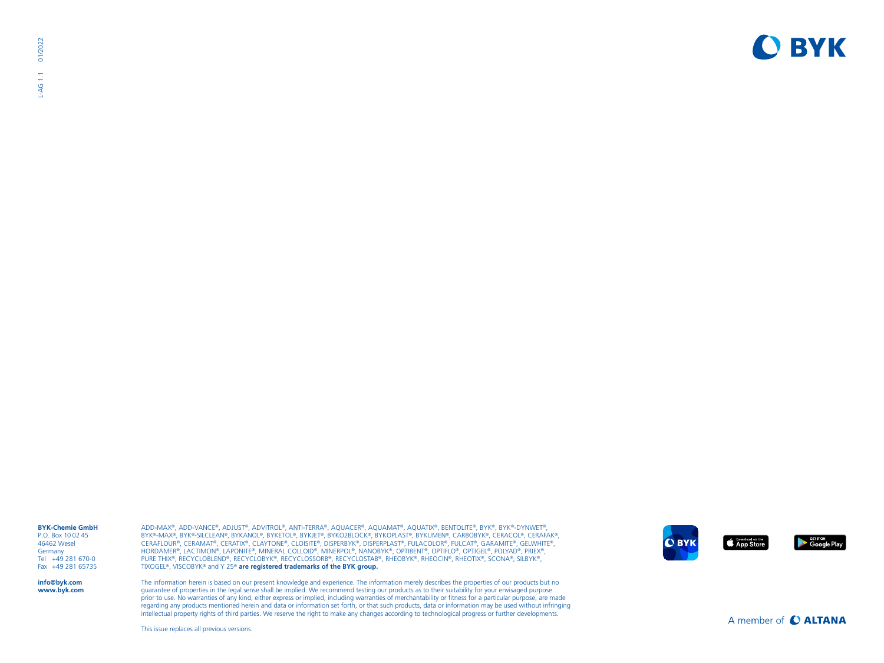L-AG 1.1 01/2022

**BYK-Chemie GmbH**
P.O. Box 10 02 45
46462 Wesel
Germany
Tel +49 281 670-0
Fax +49 281 65735

**info@byk.com**
**www.byk.com**

ADD-MAX®, ADD-VANCE®, ADJUST®, ADVITROL®, ANTI-TERRA®, AQUACER®, AQUAMAT®, AQUATIX®, BENTOLITE®, BYK®, BYK®-DYNWET®, BYK®-MAX®, BYK®-SILCLEAN®, BYKANOL®, BYKETOL®, BYKJET®, BYKO2BLOCK®, BYKOPLAST®, BYKUMEN®, CARBOBYK®, CERACOL®, CERAFAK®, CERAFLOUR®, CERAMAT®, CERATIX®, CLAYTONE®, CLOISITE®, DISPERBYK®, DISPERPLAST®, FULACOLOR®, FULCAT®, GARAMITE®, GELWHITE®, HORDAMER®, LACTIMON®, LAPONITE®, MINERAL COLLOID®, MINERPOL®, NANOBYK®, OPTIBENT®, OPTIFLO®, OPTIGEL®, POLYAD®, PRIEX®, PURE THIX®, RECYCLOBLEND®, RECYCLOBYK®, RECYCLOSSORB®, RECYCLOSTAB®, RHEOBYK®, RHEOCIN®, RHEOTIX®, SCONA®, SILBYK®, TIXOGEL®, VISCOBYK® and Y 25® **are registered trademarks of the BYK group.**

The information herein is based on our present knowledge and experience. The information merely describes the properties of our products but no guarantee of properties in the legal sense shall be implied. We recommend testing our products as to their suitability for your envisaged purpose prior to use. No warranties of any kind, either express or implied, including warranties of merchantability or fitness for a particular purpose, are made regarding any products mentioned herein and data or information set forth, or that such products, data or information may be used without infringing intellectual property rights of third parties. We reserve the right to make any changes according to technological progress or further developments.

This issue replaces all previous versions.

A member of ALTANA